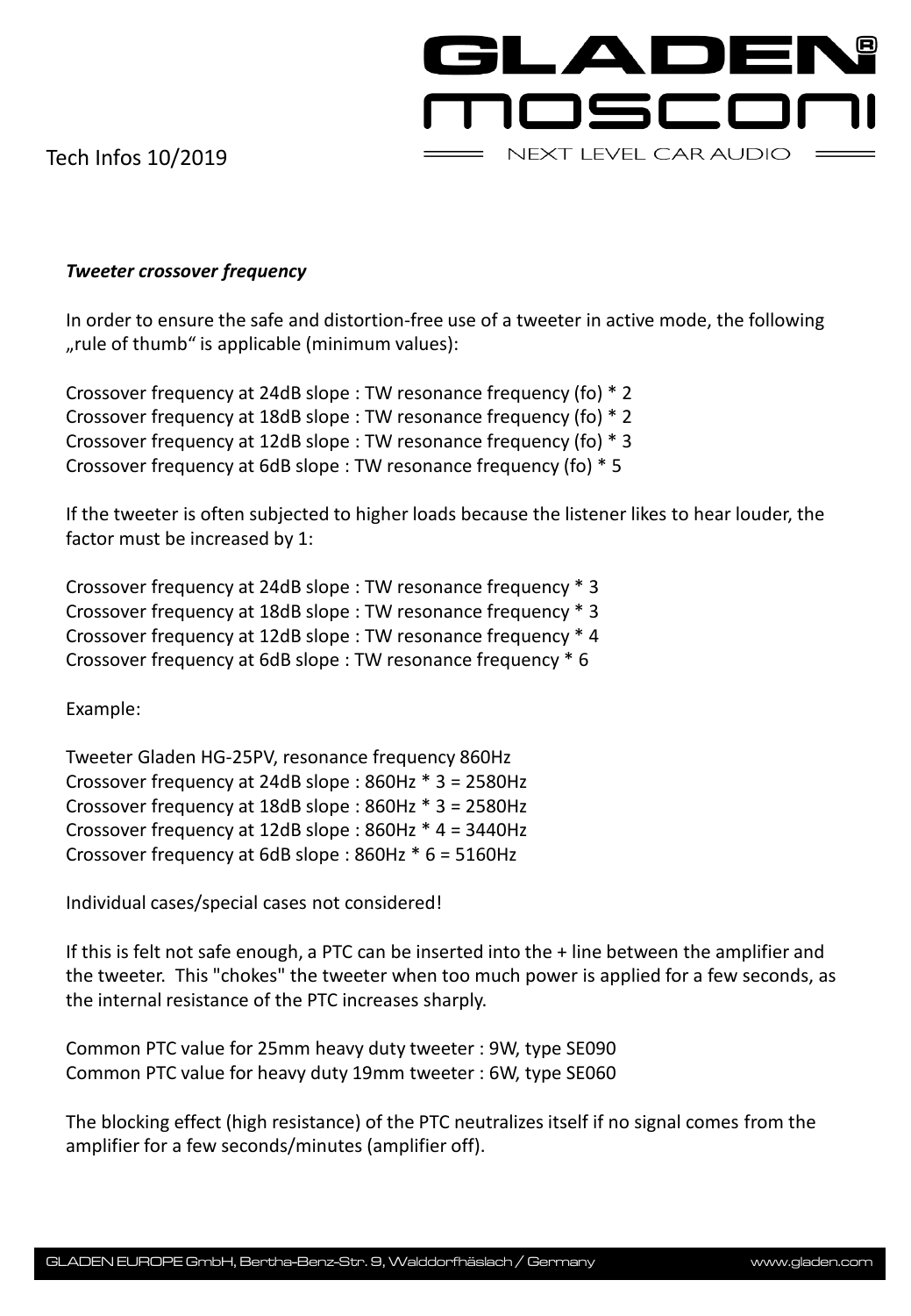Tech Infos 10/2019

GLADEN mosconi
NEXT LEVEL CAR AUDIO

***Tweeter crossover frequency***

In order to ensure the safe and distortion-free use of a tweeter in active mode, the following „rule of thumb" is applicable (minimum values):

Crossover frequency at 24dB slope : TW resonance frequency (fo) * 2
Crossover frequency at 18dB slope : TW resonance frequency (fo) * 2
Crossover frequency at 12dB slope : TW resonance frequency (fo) * 3
Crossover frequency at 6dB slope : TW resonance frequency (fo) * 5

If the tweeter is often subjected to higher loads because the listener likes to hear louder, the factor must be increased by 1:

Crossover frequency at 24dB slope : TW resonance frequency * 3
Crossover frequency at 18dB slope : TW resonance frequency * 3
Crossover frequency at 12dB slope : TW resonance frequency * 4
Crossover frequency at 6dB slope : TW resonance frequency * 6

Example:

Tweeter Gladen HG-25PV, resonance frequency 860Hz
Crossover frequency at 24dB slope : 860Hz * 3 = 2580Hz
Crossover frequency at 18dB slope : 860Hz * 3 = 2580Hz
Crossover frequency at 12dB slope : 860Hz * 4 = 3440Hz
Crossover frequency at 6dB slope : 860Hz * 6 = 5160Hz

Individual cases/special cases not considered!

If this is felt not safe enough, a PTC can be inserted into the + line between the amplifier and the tweeter. This "chokes" the tweeter when too much power is applied for a few seconds, as the internal resistance of the PTC increases sharply.

Common PTC value for 25mm heavy duty tweeter : 9W, type SE090
Common PTC value for heavy duty 19mm tweeter : 6W, type SE060

The blocking effect (high resistance) of the PTC neutralizes itself if no signal comes from the amplifier for a few seconds/minutes (amplifier off).

GLADEN EUROPE GmbH, Bertha-Benz-Str. 9, Walddorfhäslach / Germany www.gladen.com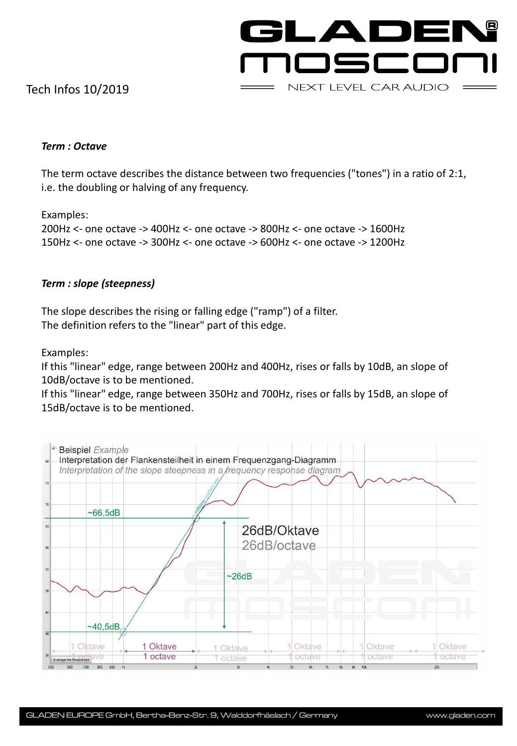Tech Infos 10/2019

***Term : Octave***

The term octave describes the distance between two frequencies ("tones") in a ratio of 2:1, i.e. the doubling or halving of any frequency.

Examples:
200Hz <- one octave -> 400Hz <- one octave -> 800Hz <- one octave -> 1600Hz
150Hz <- one octave -> 300Hz <- one octave -> 600Hz <- one octave -> 1200Hz

***Term : slope (steepness)***

The slope describes the rising or falling edge ("ramp") of a filter.
The definition refers to the "linear" part of this edge.

Examples:
If this "linear" edge, range between 200Hz and 400Hz, rises or falls by 10dB, an slope of 10dB/octave is to be mentioned.
If this "linear" edge, range between 350Hz and 700Hz, rises or falls by 15dB, an slope of 15dB/octave is to be mentioned.

Beispiel *Example*
Interpretation der Flankensteilheit in einem Frequenzgang-Diagramm
*Interpretation of the slope steepness in a frequency response diagram*

~66,5dB
26dB/Oktave
26dB/octave
~26dB
~40,5dB

1 Oktave / 1 octave